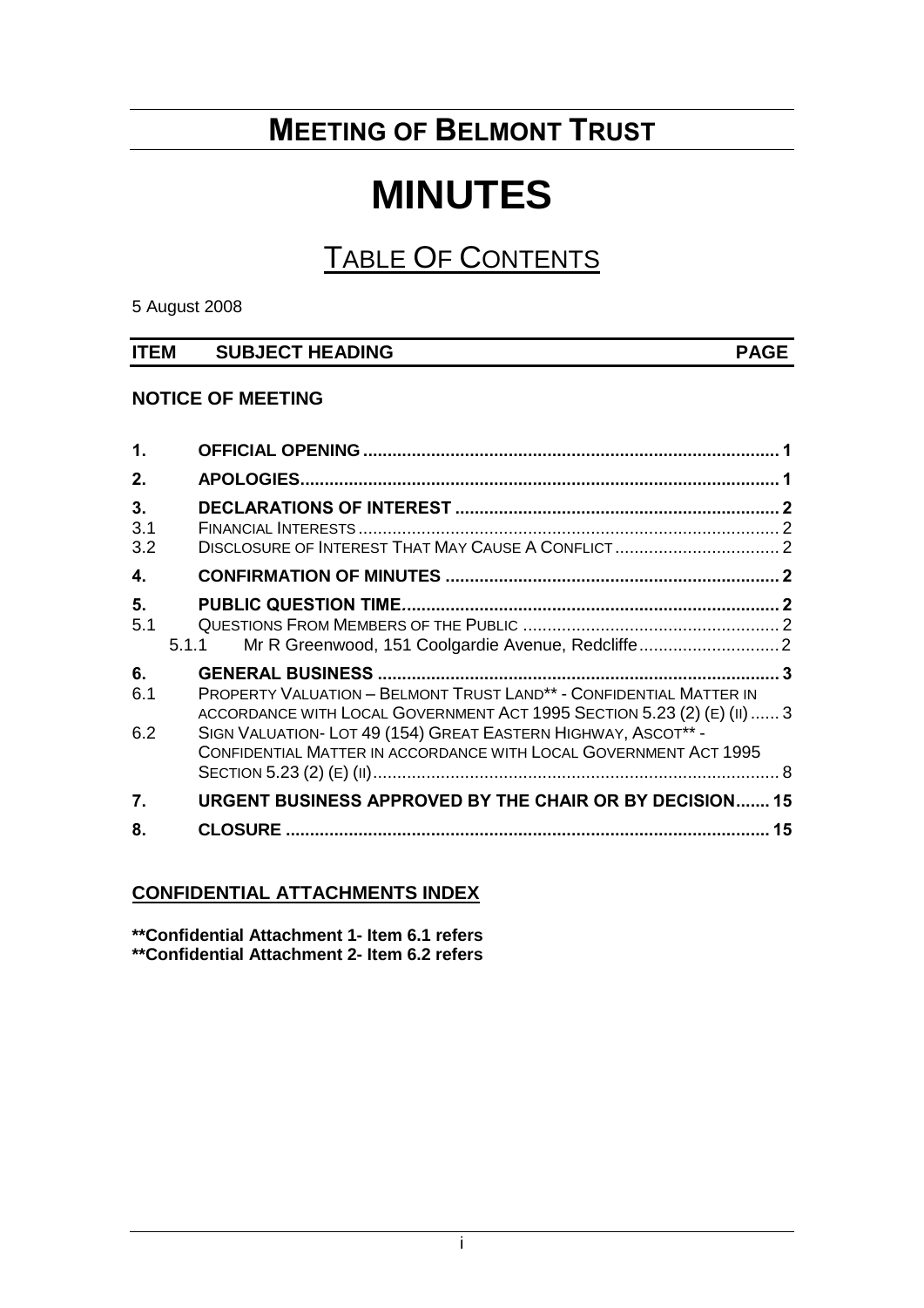# MEETING OF BELMONT TRUST

# MINUTES

## TABLE OF CONTENTS

5 August 2008

| ITEM | SUBJECT HEADING | PAGE |
|---|---|---|
| | **NOTICE OF MEETING** | |
| **1.** | **OFFICIAL OPENING** | **1** |
| **2.** | **APOLOGIES** | **1** |
| **3.** | **DECLARATIONS OF INTEREST** | **2** |
| 3.1 | FINANCIAL INTERESTS | 2 |
| 3.2 | DISCLOSURE OF INTEREST THAT MAY CAUSE A CONFLICT | 2 |
| **4.** | **CONFIRMATION OF MINUTES** | **2** |
| **5.** | **PUBLIC QUESTION TIME** | **2** |
| 5.1 | QUESTIONS FROM MEMBERS OF THE PUBLIC | 2 |
| 5.1.1 | Mr R Greenwood, 151 Coolgardie Avenue, Redcliffe | 2 |
| **6.** | **GENERAL BUSINESS** | **3** |
| 6.1 | PROPERTY VALUATION – BELMONT TRUST LAND** - CONFIDENTIAL MATTER IN ACCORDANCE WITH LOCAL GOVERNMENT ACT 1995 SECTION 5.23 (2) (E) (II) | 3 |
| 6.2 | SIGN VALUATION- LOT 49 (154) GREAT EASTERN HIGHWAY, ASCOT** - CONFIDENTIAL MATTER IN ACCORDANCE WITH LOCAL GOVERNMENT ACT 1995 SECTION 5.23 (2) (E) (II) | 8 |
| **7.** | **URGENT BUSINESS APPROVED BY THE CHAIR OR BY DECISION** | **15** |
| **8.** | **CLOSURE** | **15** |

**CONFIDENTIAL ATTACHMENTS INDEX**

**\*\*Confidential Attachment 1- Item 6.1 refers**
**\*\*Confidential Attachment 2- Item 6.2 refers**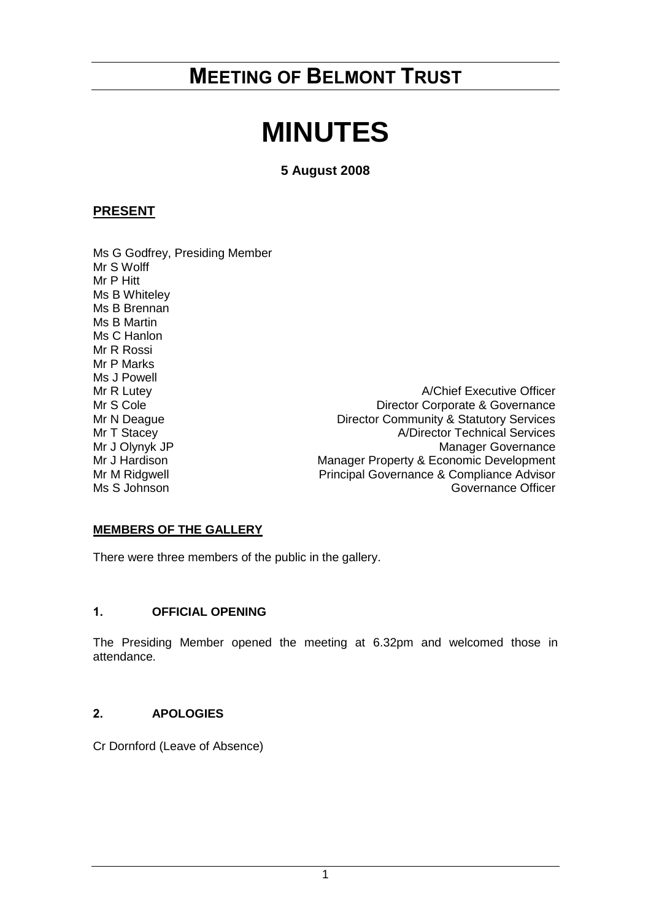# MEETING OF BELMONT TRUST

# MINUTES

**5 August 2008**

## PRESENT

Ms G Godfrey, Presiding Member
Mr S Wolff
Mr P Hitt
Ms B Whiteley
Ms B Brennan
Ms B Martin
Ms C Hanlon
Mr R Rossi
Mr P Marks
Ms J Powell

| | |
|---|---|
| Mr R Lutey | A/Chief Executive Officer |
| Mr S Cole | Director Corporate & Governance |
| Mr N Deague | Director Community & Statutory Services |
| Mr T Stacey | A/Director Technical Services |
| Mr J Olynyk JP | Manager Governance |
| Mr J Hardison | Manager Property & Economic Development |
| Mr M Ridgwell | Principal Governance & Compliance Advisor |
| Ms S Johnson | Governance Officer |

### MEMBERS OF THE GALLERY

There were three members of the public in the gallery.

### 1. OFFICIAL OPENING

The Presiding Member opened the meeting at 6.32pm and welcomed those in attendance.

### 2. APOLOGIES

Cr Dornford (Leave of Absence)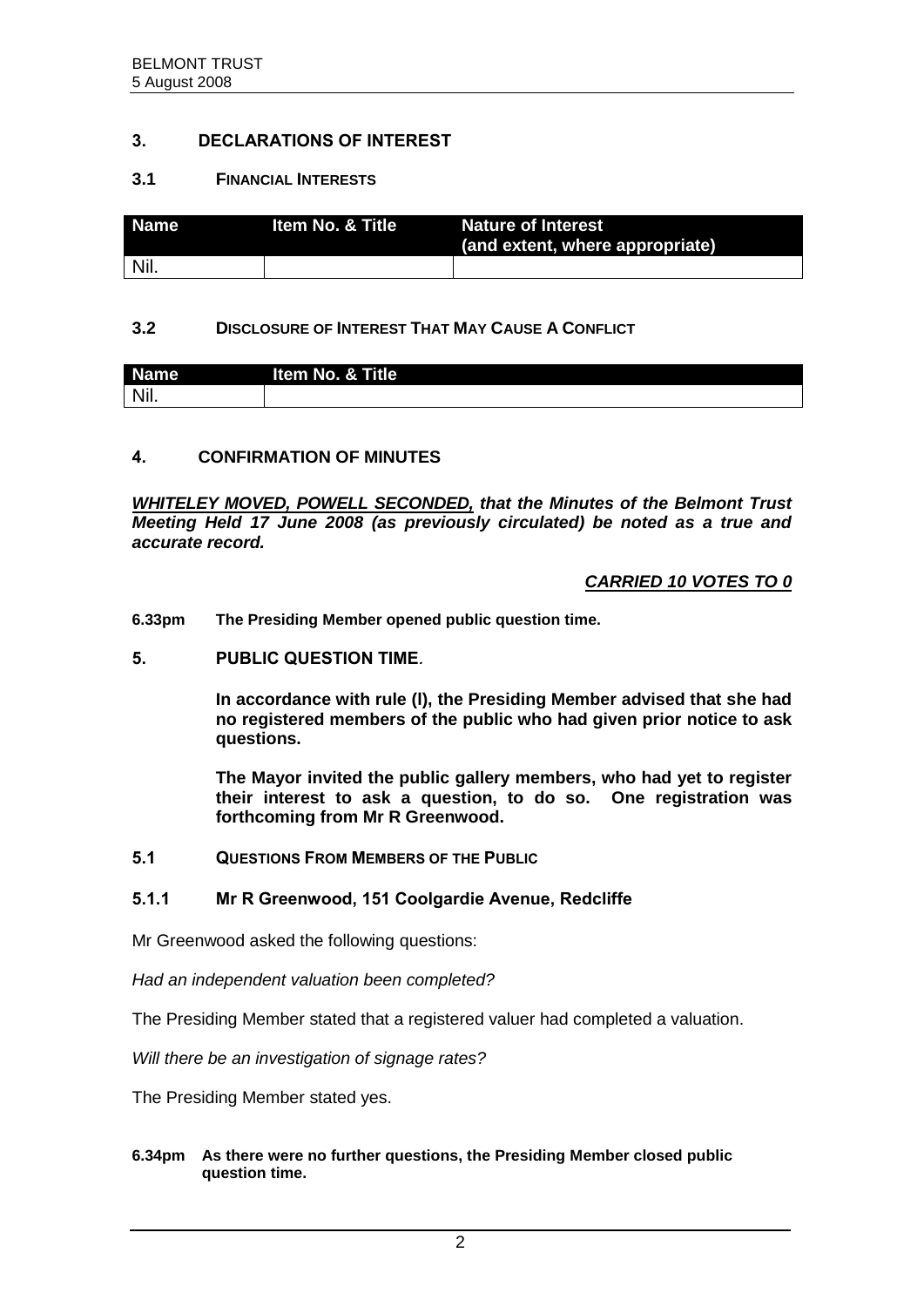## 3. DECLARATIONS OF INTEREST

### 3.1 FINANCIAL INTERESTS

| Name | Item No. & Title | Nature of Interest (and extent, where appropriate) |
|---|---|---|
| Nil. | | |

### 3.2 DISCLOSURE OF INTEREST THAT MAY CAUSE A CONFLICT

| Name | Item No. & Title |
|---|---|
| Nil. | |

## 4. CONFIRMATION OF MINUTES

***WHITELEY MOVED, POWELL SECONDED,*** ***that the Minutes of the Belmont Trust Meeting Held 17 June 2008 (as previously circulated) be noted as a true and accurate record.***

***CARRIED 10 VOTES TO 0***

**6.33pm The Presiding Member opened public question time.**

## 5. PUBLIC QUESTION TIME.

**In accordance with rule (l), the Presiding Member advised that she had no registered members of the public who had given prior notice to ask questions.**

**The Mayor invited the public gallery members, who had yet to register their interest to ask a question, to do so. One registration was forthcoming from Mr R Greenwood.**

### 5.1 QUESTIONS FROM MEMBERS OF THE PUBLIC

### 5.1.1 Mr R Greenwood, 151 Coolgardie Avenue, Redcliffe

Mr Greenwood asked the following questions:

*Had an independent valuation been completed?*

The Presiding Member stated that a registered valuer had completed a valuation.

*Will there be an investigation of signage rates?*

The Presiding Member stated yes.

**6.34pm As there were no further questions, the Presiding Member closed public question time.**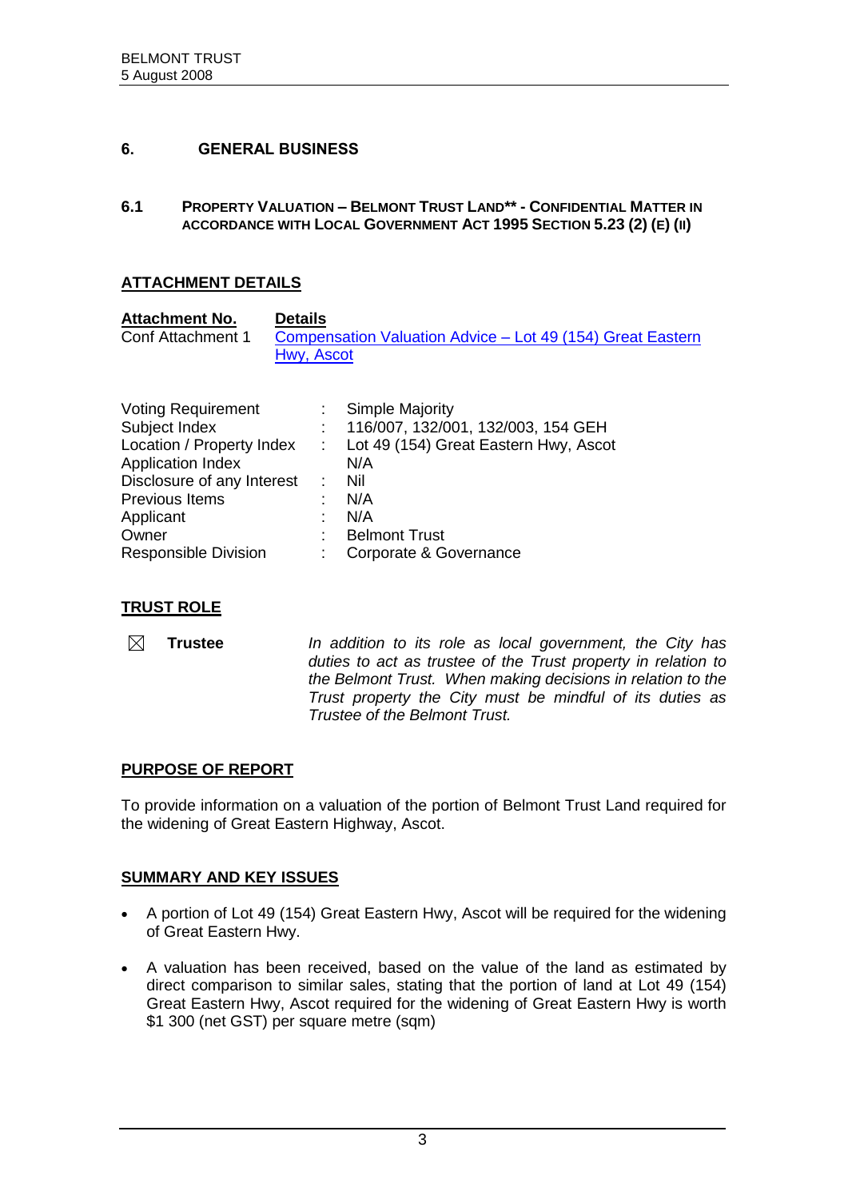## 6. GENERAL BUSINESS

### 6.1 PROPERTY VALUATION – BELMONT TRUST LAND** - CONFIDENTIAL MATTER IN ACCORDANCE WITH LOCAL GOVERNMENT ACT 1995 SECTION 5.23 (2) (E) (II)

**ATTACHMENT DETAILS**

| **Attachment No.** | **Details** |
|---|---|
| Conf Attachment 1 | Compensation Valuation Advice – Lot 49 (154) Great Eastern Hwy, Ascot |

| | | |
|---|---|---|
| Voting Requirement | : | Simple Majority |
| Subject Index | : | 116/007, 132/001, 132/003, 154 GEH |
| Location / Property Index | : | Lot 49 (154) Great Eastern Hwy, Ascot |
| Application Index | | N/A |
| Disclosure of any Interest | : | Nil |
| Previous Items | : | N/A |
| Applicant | : | N/A |
| Owner | : | Belmont Trust |
| Responsible Division | : | Corporate & Governance |

**TRUST ROLE**

☒ **Trustee** — *In addition to its role as local government, the City has duties to act as trustee of the Trust property in relation to the Belmont Trust. When making decisions in relation to the Trust property the City must be mindful of its duties as Trustee of the Belmont Trust.*

**PURPOSE OF REPORT**

To provide information on a valuation of the portion of Belmont Trust Land required for the widening of Great Eastern Highway, Ascot.

**SUMMARY AND KEY ISSUES**

- A portion of Lot 49 (154) Great Eastern Hwy, Ascot will be required for the widening of Great Eastern Hwy.
- A valuation has been received, based on the value of the land as estimated by direct comparison to similar sales, stating that the portion of land at Lot 49 (154) Great Eastern Hwy, Ascot required for the widening of Great Eastern Hwy is worth \$1 300 (net GST) per square metre (sqm)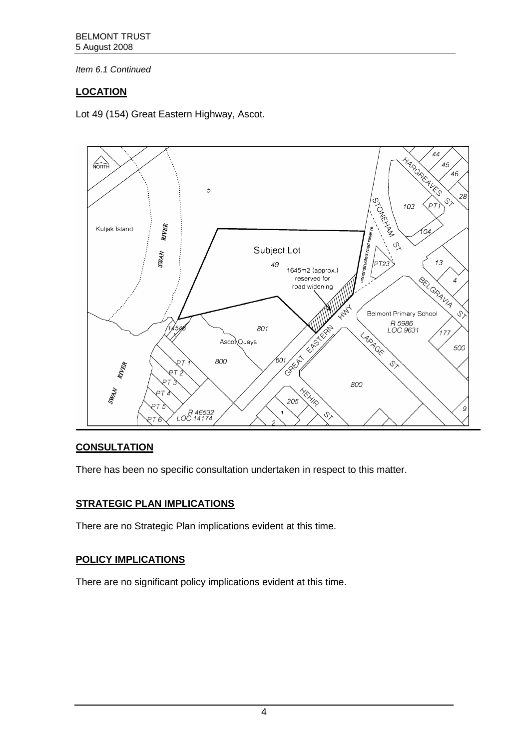*Item 6.1 Continued*

## LOCATION

Lot 49 (154) Great Eastern Highway, Ascot.

## CONSULTATION

There has been no specific consultation undertaken in respect to this matter.

## STRATEGIC PLAN IMPLICATIONS

There are no Strategic Plan implications evident at this time.

## POLICY IMPLICATIONS

There are no significant policy implications evident at this time.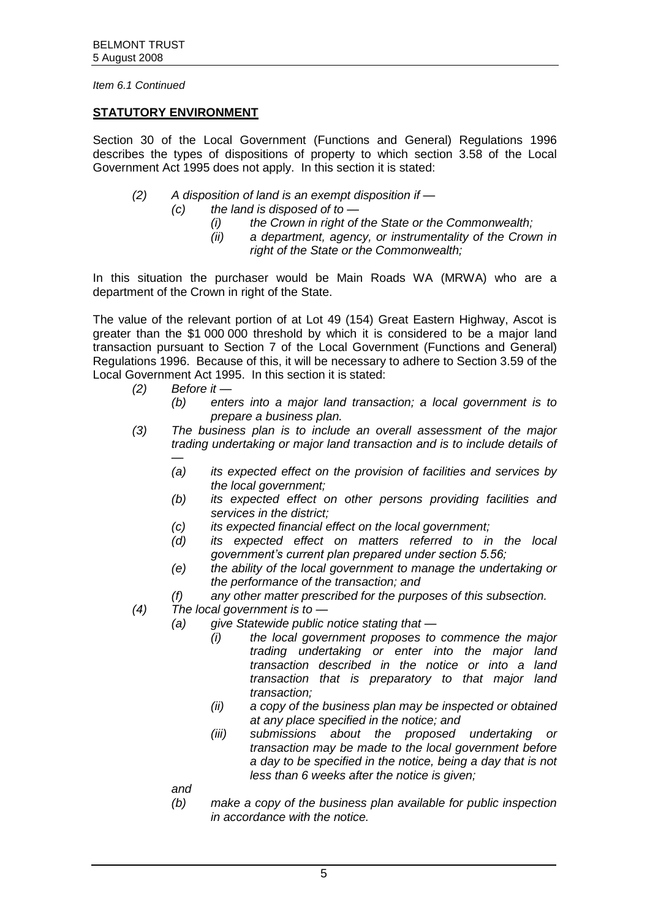*Item 6.1 Continued*

## STATUTORY ENVIRONMENT

Section 30 of the Local Government (Functions and General) Regulations 1996 describes the types of dispositions of property to which section 3.58 of the Local Government Act 1995 does not apply. In this section it is stated:

> *(2) A disposition of land is an exempt disposition if —*
>
> > *(c) the land is disposed of to —*
> >
> > > *(i) the Crown in right of the State or the Commonwealth;*
> > >
> > > *(ii) a department, agency, or instrumentality of the Crown in right of the State or the Commonwealth;*

In this situation the purchaser would be Main Roads WA (MRWA) who are a department of the Crown in right of the State.

The value of the relevant portion of at Lot 49 (154) Great Eastern Highway, Ascot is greater than the $1 000 000 threshold by which it is considered to be a major land transaction pursuant to Section 7 of the Local Government (Functions and General) Regulations 1996. Because of this, it will be necessary to adhere to Section 3.59 of the Local Government Act 1995. In this section it is stated:

> *(2) Before it —*
>
> > *(b) enters into a major land transaction; a local government is to prepare a business plan.*
>
> *(3) The business plan is to include an overall assessment of the major trading undertaking or major land transaction and is to include details of —*
>
> > *(a) its expected effect on the provision of facilities and services by the local government;*
> >
> > *(b) its expected effect on other persons providing facilities and services in the district;*
> >
> > *(c) its expected financial effect on the local government;*
> >
> > *(d) its expected effect on matters referred to in the local government's current plan prepared under section 5.56;*
> >
> > *(e) the ability of the local government to manage the undertaking or the performance of the transaction; and*
> >
> > *(f) any other matter prescribed for the purposes of this subsection.*
>
> *(4) The local government is to —*
>
> > *(a) give Statewide public notice stating that —*
> >
> > > *(i) the local government proposes to commence the major trading undertaking or enter into the major land transaction described in the notice or into a land transaction that is preparatory to that major land transaction;*
> > >
> > > *(ii) a copy of the business plan may be inspected or obtained at any place specified in the notice; and*
> > >
> > > *(iii) submissions about the proposed undertaking or transaction may be made to the local government before a day to be specified in the notice, being a day that is not less than 6 weeks after the notice is given;*
> >
> > *and*
> >
> > *(b) make a copy of the business plan available for public inspection in accordance with the notice.*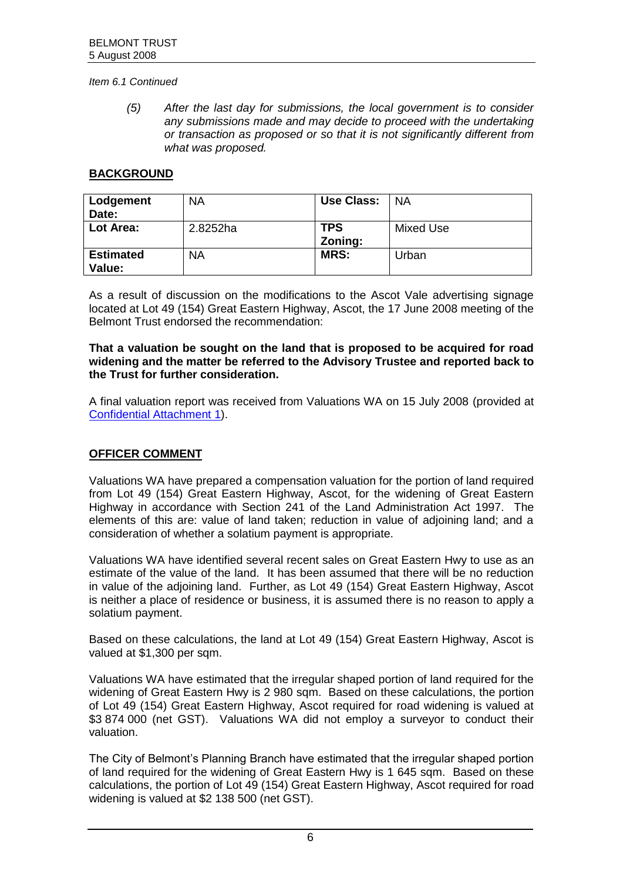*Item 6.1 Continued*

> *(5) After the last day for submissions, the local government is to consider any submissions made and may decide to proceed with the undertaking or transaction as proposed or so that it is not significantly different from what was proposed.*

## BACKGROUND

| **Lodgement Date:** | NA | **Use Class:** | NA |
|---|---|---|---|
| **Lot Area:** | 2.8252ha | **TPS Zoning:** | Mixed Use |
| **Estimated Value:** | NA | **MRS:** | Urban |

As a result of discussion on the modifications to the Ascot Vale advertising signage located at Lot 49 (154) Great Eastern Highway, Ascot, the 17 June 2008 meeting of the Belmont Trust endorsed the recommendation:

**That a valuation be sought on the land that is proposed to be acquired for road widening and the matter be referred to the Advisory Trustee and reported back to the Trust for further consideration.**

A final valuation report was received from Valuations WA on 15 July 2008 (provided at Confidential Attachment 1).

## OFFICER COMMENT

Valuations WA have prepared a compensation valuation for the portion of land required from Lot 49 (154) Great Eastern Highway, Ascot, for the widening of Great Eastern Highway in accordance with Section 241 of the Land Administration Act 1997. The elements of this are: value of land taken; reduction in value of adjoining land; and a consideration of whether a solatium payment is appropriate.

Valuations WA have identified several recent sales on Great Eastern Hwy to use as an estimate of the value of the land. It has been assumed that there will be no reduction in value of the adjoining land. Further, as Lot 49 (154) Great Eastern Highway, Ascot is neither a place of residence or business, it is assumed there is no reason to apply a solatium payment.

Based on these calculations, the land at Lot 49 (154) Great Eastern Highway, Ascot is valued at $1,300 per sqm.

Valuations WA have estimated that the irregular shaped portion of land required for the widening of Great Eastern Hwy is 2 980 sqm. Based on these calculations, the portion of Lot 49 (154) Great Eastern Highway, Ascot required for road widening is valued at $3 874 000 (net GST). Valuations WA did not employ a surveyor to conduct their valuation.

The City of Belmont's Planning Branch have estimated that the irregular shaped portion of land required for the widening of Great Eastern Hwy is 1 645 sqm. Based on these calculations, the portion of Lot 49 (154) Great Eastern Highway, Ascot required for road widening is valued at $2 138 500 (net GST).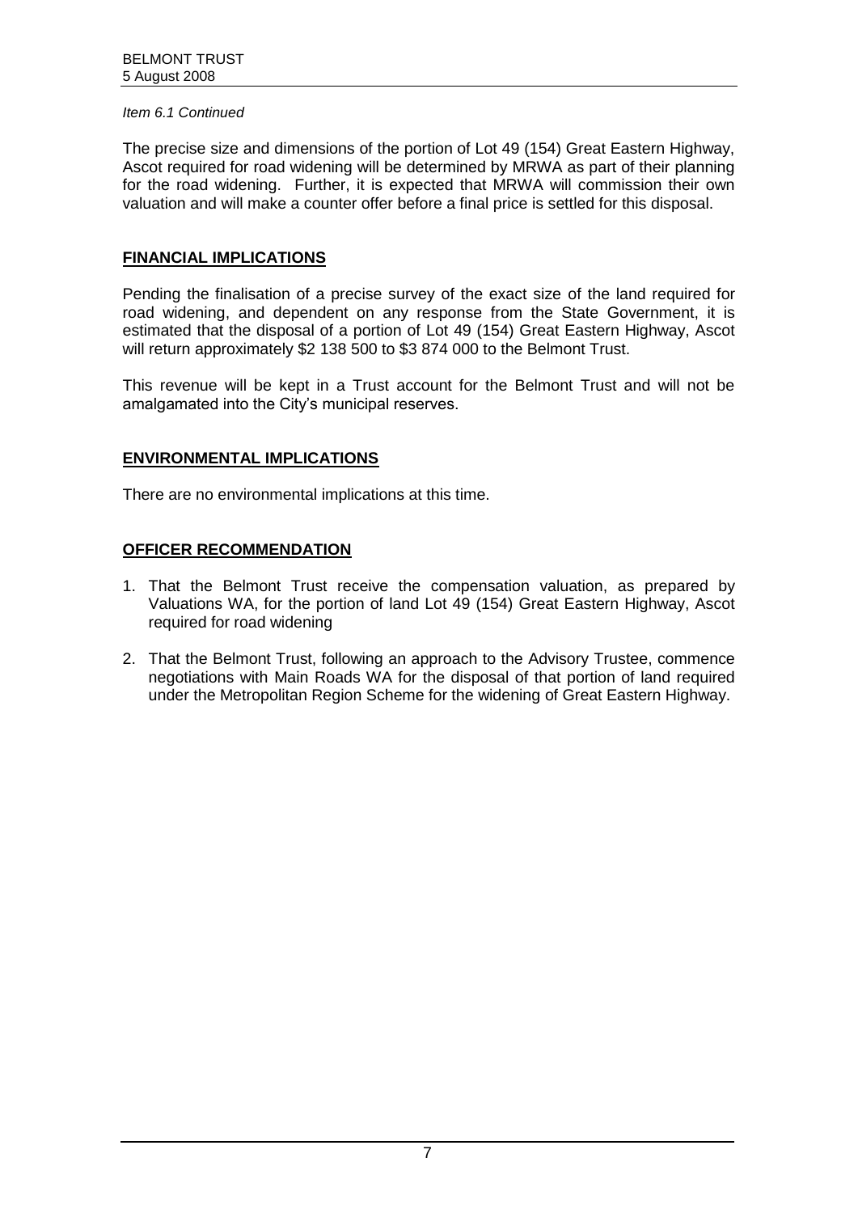*Item 6.1 Continued*

The precise size and dimensions of the portion of Lot 49 (154) Great Eastern Highway, Ascot required for road widening will be determined by MRWA as part of their planning for the road widening. Further, it is expected that MRWA will commission their own valuation and will make a counter offer before a final price is settled for this disposal.

## FINANCIAL IMPLICATIONS

Pending the finalisation of a precise survey of the exact size of the land required for road widening, and dependent on any response from the State Government, it is estimated that the disposal of a portion of Lot 49 (154) Great Eastern Highway, Ascot will return approximately $2 138 500 to $3 874 000 to the Belmont Trust.

This revenue will be kept in a Trust account for the Belmont Trust and will not be amalgamated into the City's municipal reserves.

## ENVIRONMENTAL IMPLICATIONS

There are no environmental implications at this time.

## OFFICER RECOMMENDATION

1. That the Belmont Trust receive the compensation valuation, as prepared by Valuations WA, for the portion of land Lot 49 (154) Great Eastern Highway, Ascot required for road widening
2. That the Belmont Trust, following an approach to the Advisory Trustee, commence negotiations with Main Roads WA for the disposal of that portion of land required under the Metropolitan Region Scheme for the widening of Great Eastern Highway.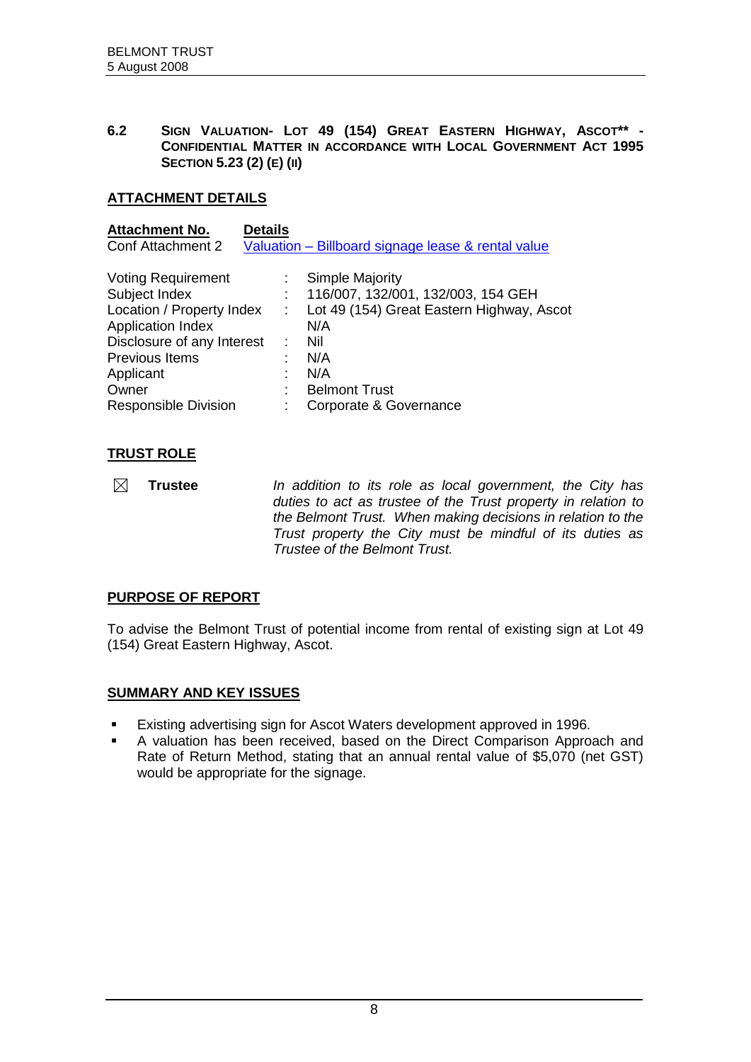## 6.2 SIGN VALUATION- LOT 49 (154) GREAT EASTERN HIGHWAY, ASCOT** - CONFIDENTIAL MATTER IN ACCORDANCE WITH LOCAL GOVERNMENT ACT 1995 SECTION 5.23 (2) (E) (II)

### ATTACHMENT DETAILS

| Attachment No. | Details |
|---|---|
| Conf Attachment 2 | Valuation – Billboard signage lease & rental value |

| | | |
|---|---|---|
| Voting Requirement | : | Simple Majority |
| Subject Index | : | 116/007, 132/001, 132/003, 154 GEH |
| Location / Property Index | : | Lot 49 (154) Great Eastern Highway, Ascot |
| Application Index | | N/A |
| Disclosure of any Interest | : | Nil |
| Previous Items | : | N/A |
| Applicant | : | N/A |
| Owner | : | Belmont Trust |
| Responsible Division | : | Corporate & Governance |

### TRUST ROLE

☒ **Trustee** *In addition to its role as local government, the City has duties to act as trustee of the Trust property in relation to the Belmont Trust. When making decisions in relation to the Trust property the City must be mindful of its duties as Trustee of the Belmont Trust.*

### PURPOSE OF REPORT

To advise the Belmont Trust of potential income from rental of existing sign at Lot 49 (154) Great Eastern Highway, Ascot.

### SUMMARY AND KEY ISSUES

- Existing advertising sign for Ascot Waters development approved in 1996.
- A valuation has been received, based on the Direct Comparison Approach and Rate of Return Method, stating that an annual rental value of $5,070 (net GST) would be appropriate for the signage.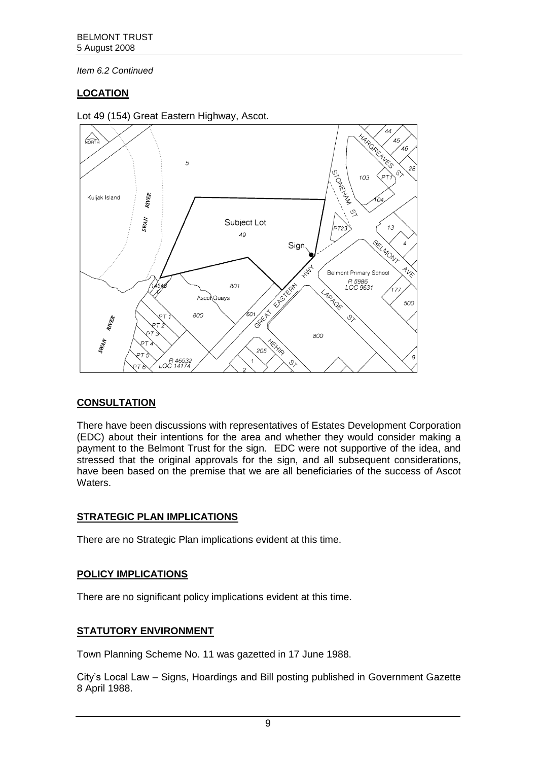*Item 6.2 Continued*

## LOCATION

Lot 49 (154) Great Eastern Highway, Ascot.

## CONSULTATION

There have been discussions with representatives of Estates Development Corporation (EDC) about their intentions for the area and whether they would consider making a payment to the Belmont Trust for the sign. EDC were not supportive of the idea, and stressed that the original approvals for the sign, and all subsequent considerations, have been based on the premise that we are all beneficiaries of the success of Ascot Waters.

## STRATEGIC PLAN IMPLICATIONS

There are no Strategic Plan implications evident at this time.

## POLICY IMPLICATIONS

There are no significant policy implications evident at this time.

## STATUTORY ENVIRONMENT

Town Planning Scheme No. 11 was gazetted in 17 June 1988.

City's Local Law – Signs, Hoardings and Bill posting published in Government Gazette 8 April 1988.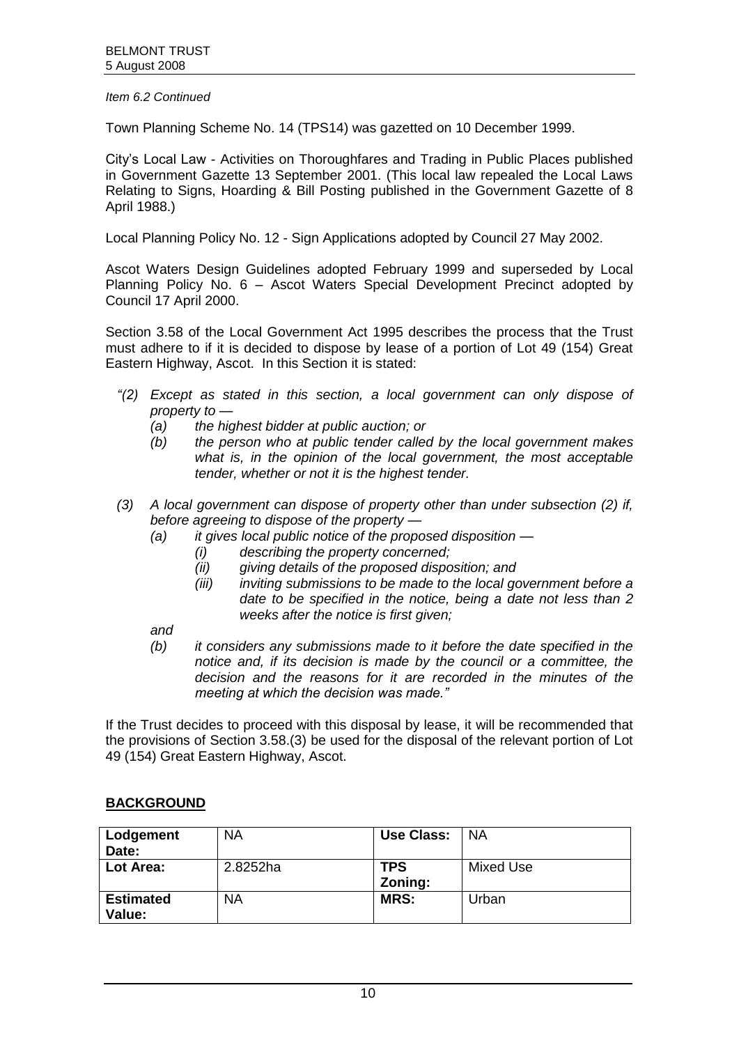*Item 6.2 Continued*

Town Planning Scheme No. 14 (TPS14) was gazetted on 10 December 1999.

City's Local Law - Activities on Thoroughfares and Trading in Public Places published in Government Gazette 13 September 2001. (This local law repealed the Local Laws Relating to Signs, Hoarding & Bill Posting published in the Government Gazette of 8 April 1988.)

Local Planning Policy No. 12 - Sign Applications adopted by Council 27 May 2002.

Ascot Waters Design Guidelines adopted February 1999 and superseded by Local Planning Policy No. 6 – Ascot Waters Special Development Precinct adopted by Council 17 April 2000.

Section 3.58 of the Local Government Act 1995 describes the process that the Trust must adhere to if it is decided to dispose by lease of a portion of Lot 49 (154) Great Eastern Highway, Ascot. In this Section it is stated:

*"(2) Except as stated in this section, a local government can only dispose of property to —*

*(a) the highest bidder at public auction; or*

*(b) the person who at public tender called by the local government makes what is, in the opinion of the local government, the most acceptable tender, whether or not it is the highest tender.*

*(3) A local government can dispose of property other than under subsection (2) if, before agreeing to dispose of the property —*

*(a) it gives local public notice of the proposed disposition —*

*(i) describing the property concerned;*

*(ii) giving details of the proposed disposition; and*

*(iii) inviting submissions to be made to the local government before a date to be specified in the notice, being a date not less than 2 weeks after the notice is first given;*

*and*

*(b) it considers any submissions made to it before the date specified in the notice and, if its decision is made by the council or a committee, the decision and the reasons for it are recorded in the minutes of the meeting at which the decision was made."*

If the Trust decides to proceed with this disposal by lease, it will be recommended that the provisions of Section 3.58.(3) be used for the disposal of the relevant portion of Lot 49 (154) Great Eastern Highway, Ascot.

## BACKGROUND

| **Lodgement Date:** | NA | **Use Class:** | NA |
|---|---|---|---|
| **Lot Area:** | 2.8252ha | **TPS Zoning:** | Mixed Use |
| **Estimated Value:** | NA | **MRS:** | Urban |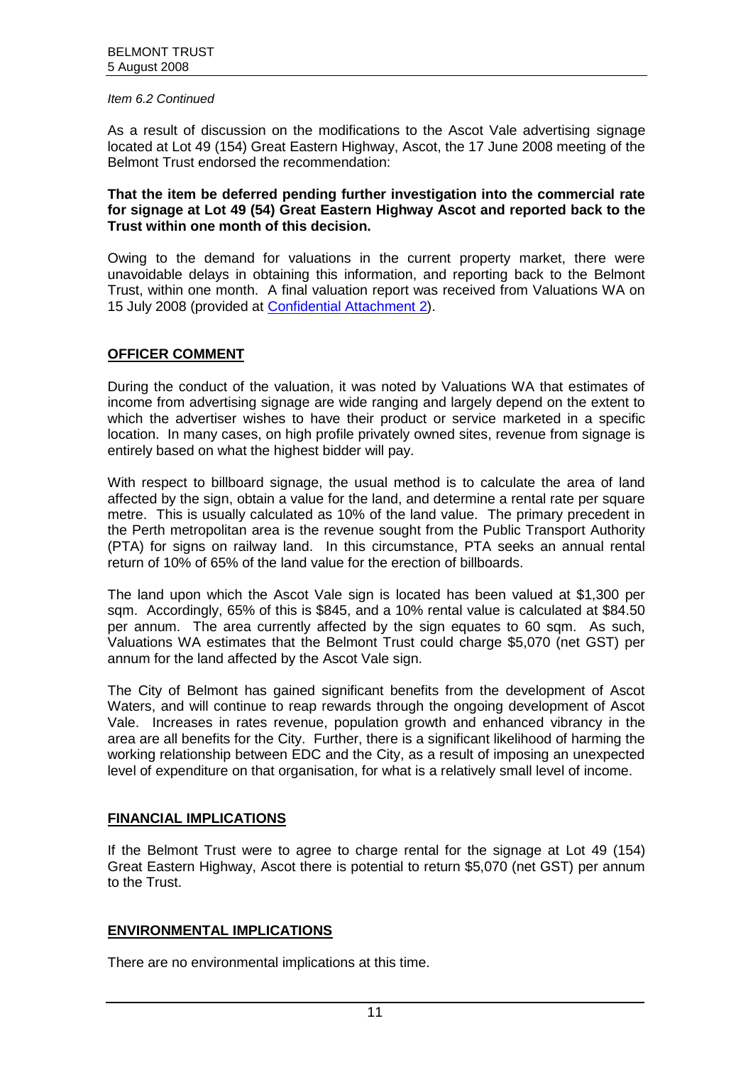*Item 6.2 Continued*

As a result of discussion on the modifications to the Ascot Vale advertising signage located at Lot 49 (154) Great Eastern Highway, Ascot, the 17 June 2008 meeting of the Belmont Trust endorsed the recommendation:

**That the item be deferred pending further investigation into the commercial rate for signage at Lot 49 (54) Great Eastern Highway Ascot and reported back to the Trust within one month of this decision.**

Owing to the demand for valuations in the current property market, there were unavoidable delays in obtaining this information, and reporting back to the Belmont Trust, within one month. A final valuation report was received from Valuations WA on 15 July 2008 (provided at Confidential Attachment 2).

## OFFICER COMMENT

During the conduct of the valuation, it was noted by Valuations WA that estimates of income from advertising signage are wide ranging and largely depend on the extent to which the advertiser wishes to have their product or service marketed in a specific location. In many cases, on high profile privately owned sites, revenue from signage is entirely based on what the highest bidder will pay.

With respect to billboard signage, the usual method is to calculate the area of land affected by the sign, obtain a value for the land, and determine a rental rate per square metre. This is usually calculated as 10% of the land value. The primary precedent in the Perth metropolitan area is the revenue sought from the Public Transport Authority (PTA) for signs on railway land. In this circumstance, PTA seeks an annual rental return of 10% of 65% of the land value for the erection of billboards.

The land upon which the Ascot Vale sign is located has been valued at $1,300 per sqm. Accordingly, 65% of this is $845, and a 10% rental value is calculated at $84.50 per annum. The area currently affected by the sign equates to 60 sqm. As such, Valuations WA estimates that the Belmont Trust could charge $5,070 (net GST) per annum for the land affected by the Ascot Vale sign.

The City of Belmont has gained significant benefits from the development of Ascot Waters, and will continue to reap rewards through the ongoing development of Ascot Vale. Increases in rates revenue, population growth and enhanced vibrancy in the area are all benefits for the City. Further, there is a significant likelihood of harming the working relationship between EDC and the City, as a result of imposing an unexpected level of expenditure on that organisation, for what is a relatively small level of income.

## FINANCIAL IMPLICATIONS

If the Belmont Trust were to agree to charge rental for the signage at Lot 49 (154) Great Eastern Highway, Ascot there is potential to return $5,070 (net GST) per annum to the Trust.

## ENVIRONMENTAL IMPLICATIONS

There are no environmental implications at this time.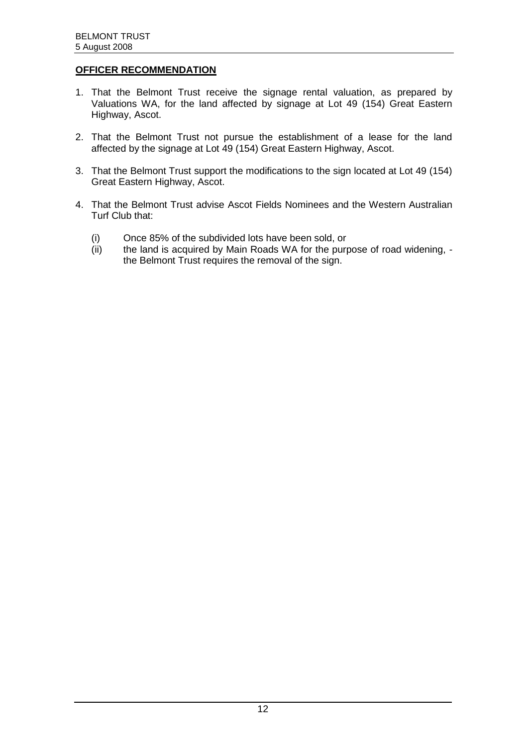**OFFICER RECOMMENDATION**

1. That the Belmont Trust receive the signage rental valuation, as prepared by Valuations WA, for the land affected by signage at Lot 49 (154) Great Eastern Highway, Ascot.

2. That the Belmont Trust not pursue the establishment of a lease for the land affected by the signage at Lot 49 (154) Great Eastern Highway, Ascot.

3. That the Belmont Trust support the modifications to the sign located at Lot 49 (154) Great Eastern Highway, Ascot.

4. That the Belmont Trust advise Ascot Fields Nominees and the Western Australian Turf Club that:

   (i) Once 85% of the subdivided lots have been sold, or
   (ii) the land is acquired by Main Roads WA for the purpose of road widening, - the Belmont Trust requires the removal of the sign.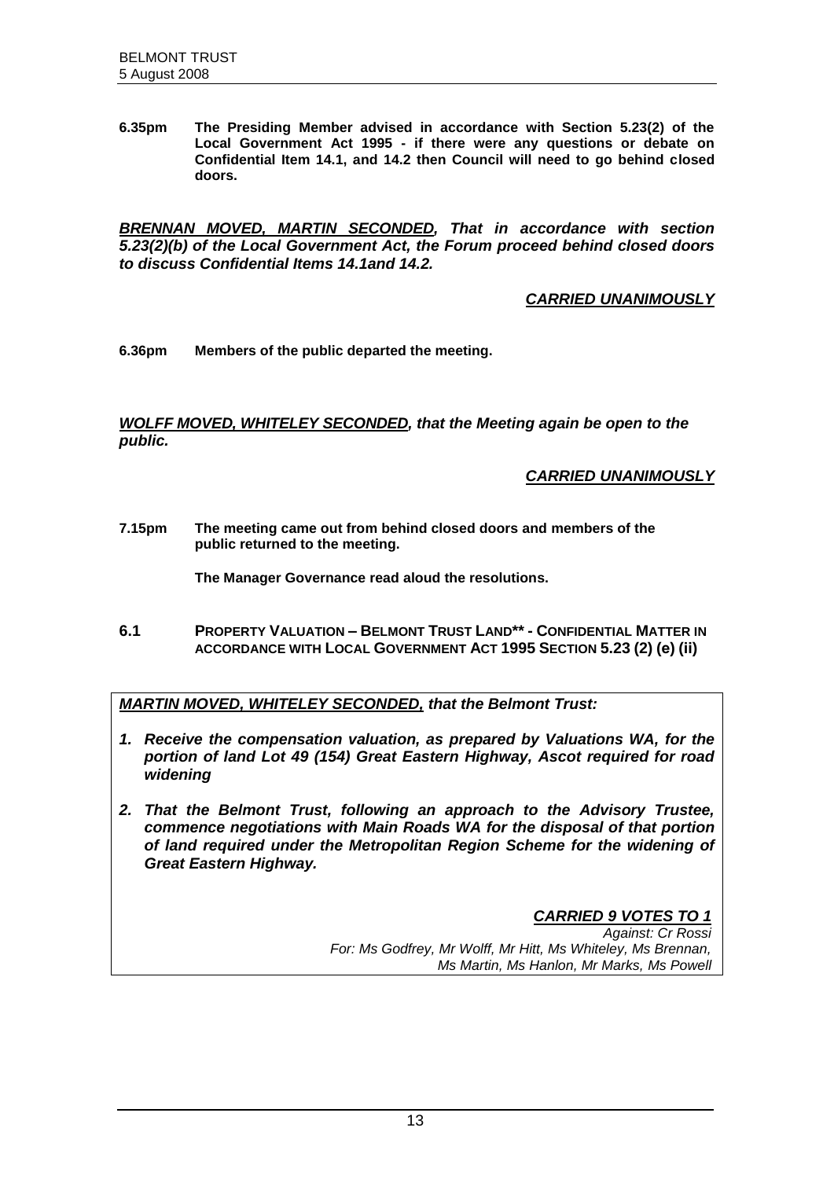**6.35pm The Presiding Member advised in accordance with Section 5.23(2) of the Local Government Act 1995 - if there were any questions or debate on Confidential Item 14.1, and 14.2 then Council will need to go behind closed doors.**

***BRENNAN MOVED, MARTIN SECONDED**, That in accordance with section 5.23(2)(b) of the Local Government Act, the Forum proceed behind closed doors to discuss Confidential Items 14.1and 14.2.*

***CARRIED UNANIMOUSLY***

**6.36pm Members of the public departed the meeting.**

***WOLFF MOVED, WHITELEY SECONDED**, that the Meeting again be open to the public.*

***CARRIED UNANIMOUSLY***

**7.15pm The meeting came out from behind closed doors and members of the public returned to the meeting.**

**The Manager Governance read aloud the resolutions.**

## 6.1 PROPERTY VALUATION – BELMONT TRUST LAND** - CONFIDENTIAL MATTER IN ACCORDANCE WITH LOCAL GOVERNMENT ACT 1995 SECTION 5.23 (2) (e) (ii)

***MARTIN MOVED, WHITELEY SECONDED**, that the Belmont Trust:*

1. *Receive the compensation valuation, as prepared by Valuations WA, for the portion of land Lot 49 (154) Great Eastern Highway, Ascot required for road widening*
2. *That the Belmont Trust, following an approach to the Advisory Trustee, commence negotiations with Main Roads WA for the disposal of that portion of land required under the Metropolitan Region Scheme for the widening of Great Eastern Highway.*

***CARRIED 9 VOTES TO 1***
*Against: Cr Rossi*
*For: Ms Godfrey, Mr Wolff, Mr Hitt, Ms Whiteley, Ms Brennan, Ms Martin, Ms Hanlon, Mr Marks, Ms Powell*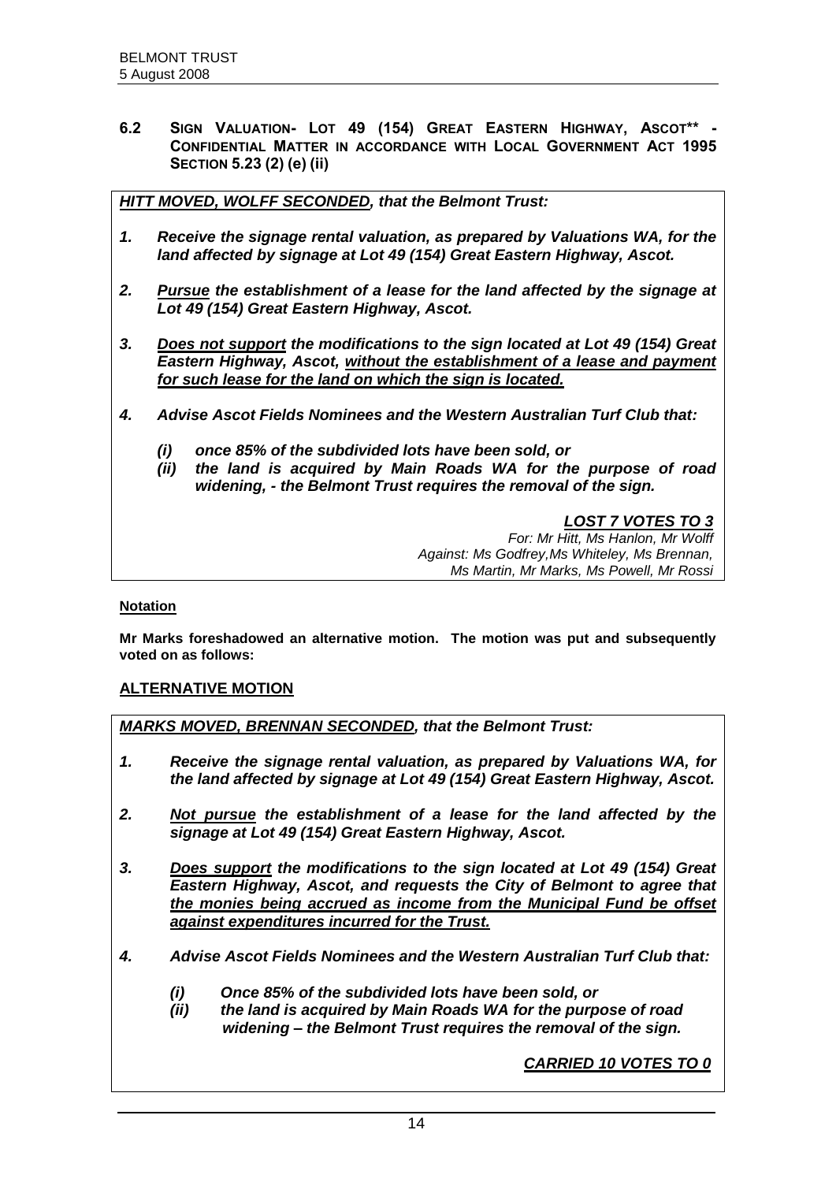## 6.2 SIGN VALUATION- LOT 49 (154) GREAT EASTERN HIGHWAY, ASCOT** - CONFIDENTIAL MATTER IN ACCORDANCE WITH LOCAL GOVERNMENT ACT 1995 SECTION 5.23 (2) (e) (ii)

***<u>HITT MOVED, WOLFF SECONDED</u>, that the Belmont Trust:***

***1. Receive the signage rental valuation, as prepared by Valuations WA, for the land affected by signage at Lot 49 (154) Great Eastern Highway, Ascot.***

***2. <u>Pursue</u> the establishment of a lease for the land affected by the signage at Lot 49 (154) Great Eastern Highway, Ascot.***

***3. <u>Does not support</u> the modifications to the sign located at Lot 49 (154) Great Eastern Highway, Ascot, <u>without the establishment of a lease and payment for such lease for the land on which the sign is located.</u>***

***4. Advise Ascot Fields Nominees and the Western Australian Turf Club that:***

***(i) once 85% of the subdivided lots have been sold, or***
***(ii) the land is acquired by Main Roads WA for the purpose of road widening, - the Belmont Trust requires the removal of the sign.***

***<u>LOST 7 VOTES TO 3</u>***
*For: Mr Hitt, Ms Hanlon, Mr Wolff*
*Against: Ms Godfrey, Ms Whiteley, Ms Brennan, Ms Martin, Mr Marks, Ms Powell, Mr Rossi*

**<u>Notation</u>**

**Mr Marks foreshadowed an alternative motion. The motion was put and subsequently voted on as follows:**

**<u>ALTERNATIVE MOTION</u>**

***<u>MARKS MOVED, BRENNAN SECONDED</u>, that the Belmont Trust:***

***1. Receive the signage rental valuation, as prepared by Valuations WA, for the land affected by signage at Lot 49 (154) Great Eastern Highway, Ascot.***

***2. <u>Not pursue</u> the establishment of a lease for the land affected by the signage at Lot 49 (154) Great Eastern Highway, Ascot.***

***3. <u>Does support</u> the modifications to the sign located at Lot 49 (154) Great Eastern Highway, Ascot, and requests the City of Belmont to agree that <u>the monies being accrued as income from the Municipal Fund be offset against expenditures incurred for the Trust.</u>***

***4. Advise Ascot Fields Nominees and the Western Australian Turf Club that:***

***(i) Once 85% of the subdivided lots have been sold, or***
***(ii) the land is acquired by Main Roads WA for the purpose of road widening – the Belmont Trust requires the removal of the sign.***

***<u>CARRIED 10 VOTES TO 0</u>***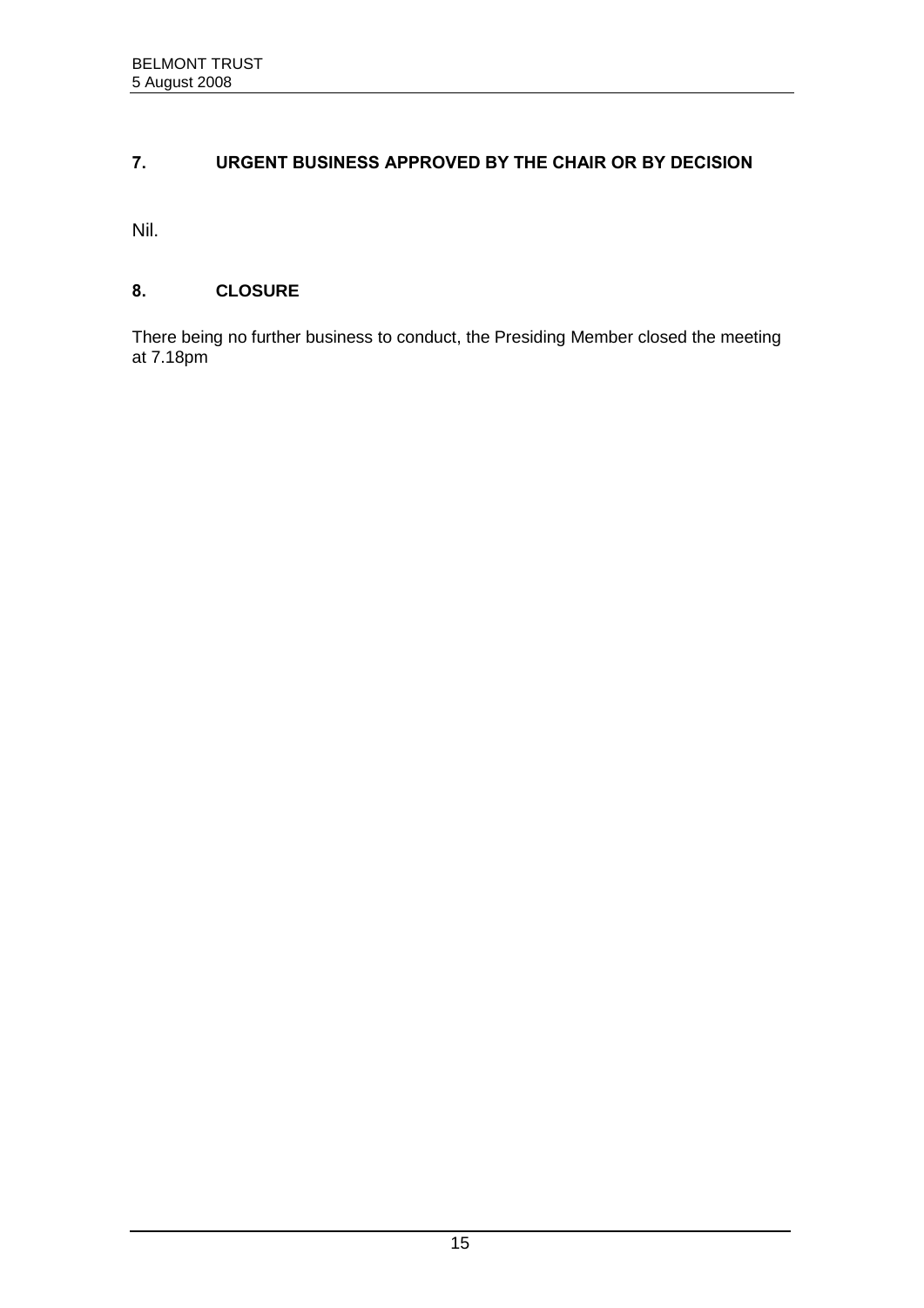## 7. URGENT BUSINESS APPROVED BY THE CHAIR OR BY DECISION

Nil.

## 8. CLOSURE

There being no further business to conduct, the Presiding Member closed the meeting at 7.18pm